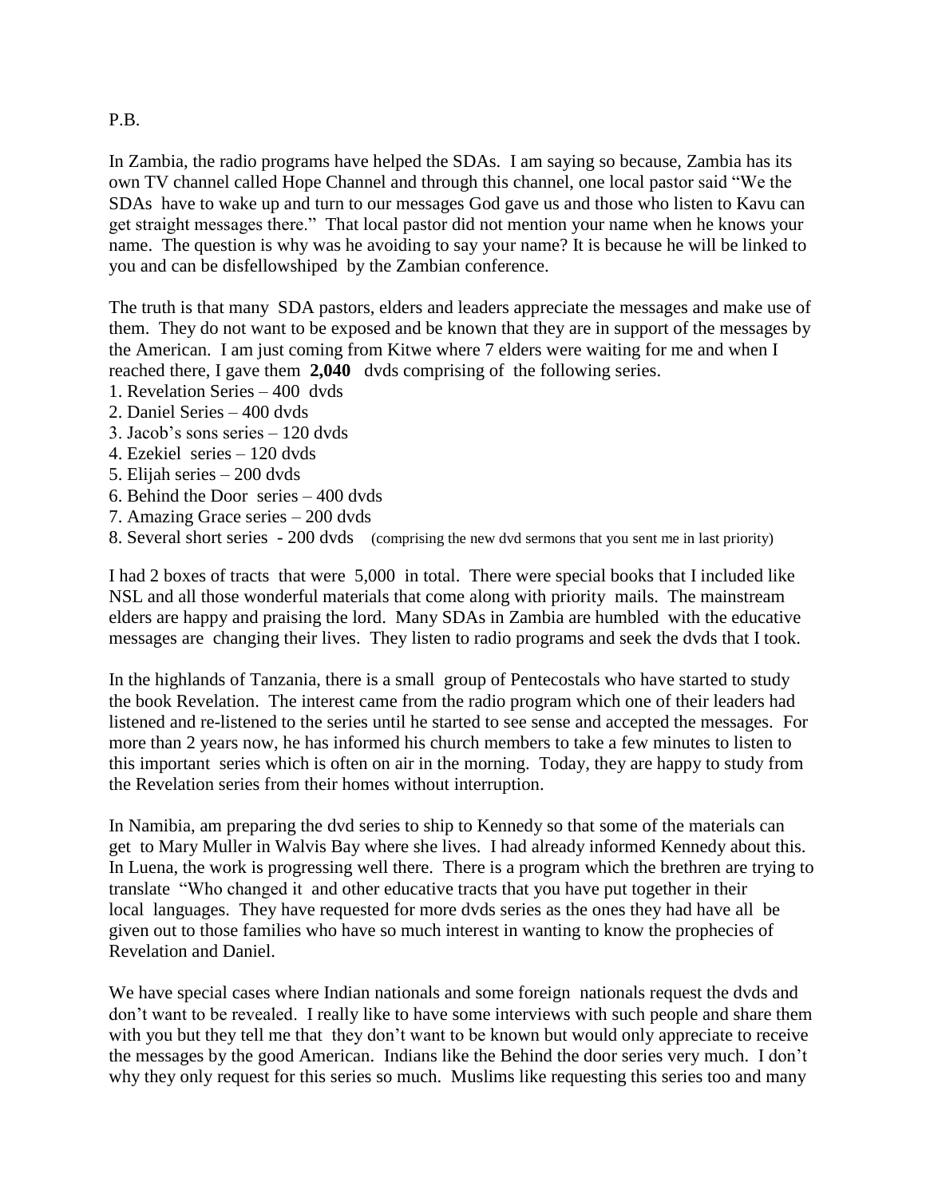P.B.

In Zambia, the radio programs have helped the SDAs. I am saying so because, Zambia has its own TV channel called Hope Channel and through this channel, one local pastor said "We the SDAs have to wake up and turn to our messages God gave us and those who listen to Kavu can get straight messages there." That local pastor did not mention your name when he knows your name. The question is why was he avoiding to say your name? It is because he will be linked to you and can be disfellowshiped by the Zambian conference.

The truth is that many SDA pastors, elders and leaders appreciate the messages and make use of them. They do not want to be exposed and be known that they are in support of the messages by the American. I am just coming from Kitwe where 7 elders were waiting for me and when I reached there, I gave them **2,040** dvds comprising of the following series.

1. Revelation Series – 400 dvds
2. Daniel Series – 400 dvds
3. Jacob's sons series – 120 dvds
4. Ezekiel series – 120 dvds
5. Elijah series – 200 dvds
6. Behind the Door series – 400 dvds
7. Amazing Grace series – 200 dvds
8. Several short series - 200 dvds (comprising the new dvd sermons that you sent me in last priority)

I had 2 boxes of tracts that were 5,000 in total. There were special books that I included like NSL and all those wonderful materials that come along with priority mails. The mainstream elders are happy and praising the lord. Many SDAs in Zambia are humbled with the educative messages are changing their lives. They listen to radio programs and seek the dvds that I took.

In the highlands of Tanzania, there is a small group of Pentecostals who have started to study the book Revelation. The interest came from the radio program which one of their leaders had listened and re-listened to the series until he started to see sense and accepted the messages. For more than 2 years now, he has informed his church members to take a few minutes to listen to this important series which is often on air in the morning. Today, they are happy to study from the Revelation series from their homes without interruption.

In Namibia, am preparing the dvd series to ship to Kennedy so that some of the materials can get to Mary Muller in Walvis Bay where she lives. I had already informed Kennedy about this. In Luena, the work is progressing well there. There is a program which the brethren are trying to translate "Who changed it and other educative tracts that you have put together in their local languages. They have requested for more dvds series as the ones they had have all be given out to those families who have so much interest in wanting to know the prophecies of Revelation and Daniel.

We have special cases where Indian nationals and some foreign nationals request the dvds and don't want to be revealed. I really like to have some interviews with such people and share them with you but they tell me that they don't want to be known but would only appreciate to receive the messages by the good American. Indians like the Behind the door series very much. I don't why they only request for this series so much. Muslims like requesting this series too and many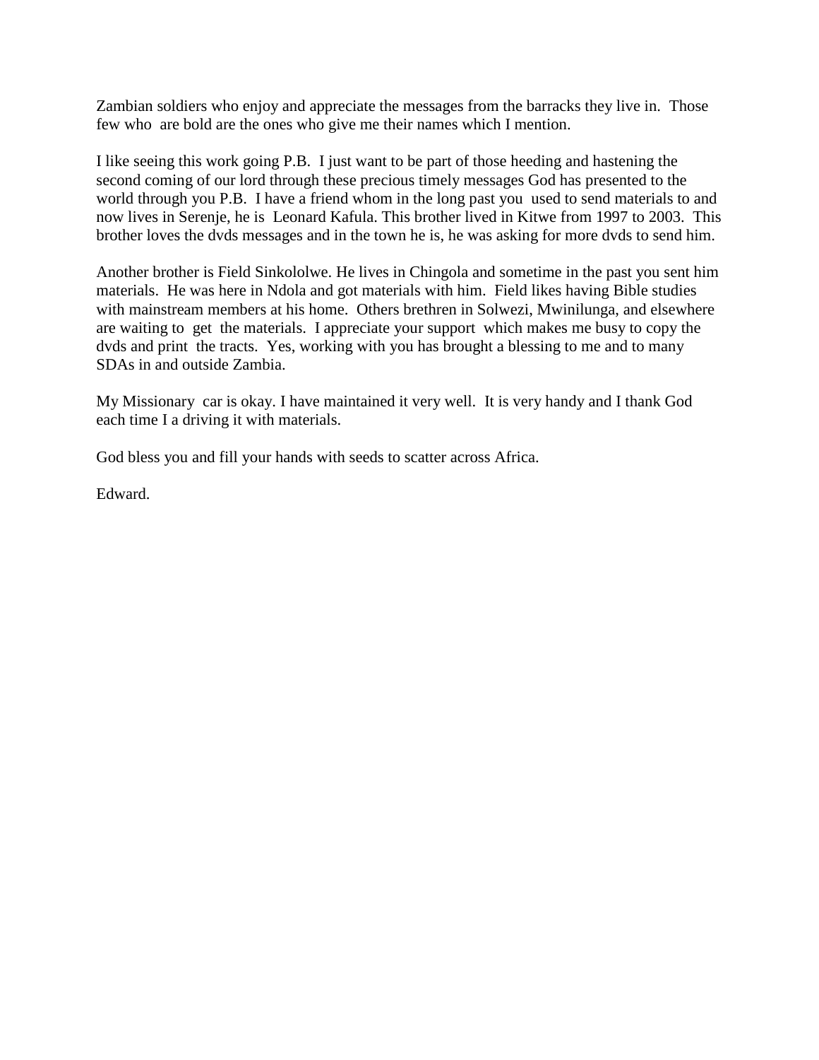Zambian soldiers who enjoy and appreciate the messages from the barracks they live in. Those few who are bold are the ones who give me their names which I mention.

I like seeing this work going P.B. I just want to be part of those heeding and hastening the second coming of our lord through these precious timely messages God has presented to the world through you P.B. I have a friend whom in the long past you used to send materials to and now lives in Serenje, he is Leonard Kafula. This brother lived in Kitwe from 1997 to 2003. This brother loves the dvds messages and in the town he is, he was asking for more dvds to send him.

Another brother is Field Sinkololwe. He lives in Chingola and sometime in the past you sent him materials. He was here in Ndola and got materials with him. Field likes having Bible studies with mainstream members at his home. Others brethren in Solwezi, Mwinilunga, and elsewhere are waiting to get the materials. I appreciate your support which makes me busy to copy the dvds and print the tracts. Yes, working with you has brought a blessing to me and to many SDAs in and outside Zambia.

My Missionary car is okay. I have maintained it very well. It is very handy and I thank God each time I a driving it with materials.

God bless you and fill your hands with seeds to scatter across Africa.

Edward.